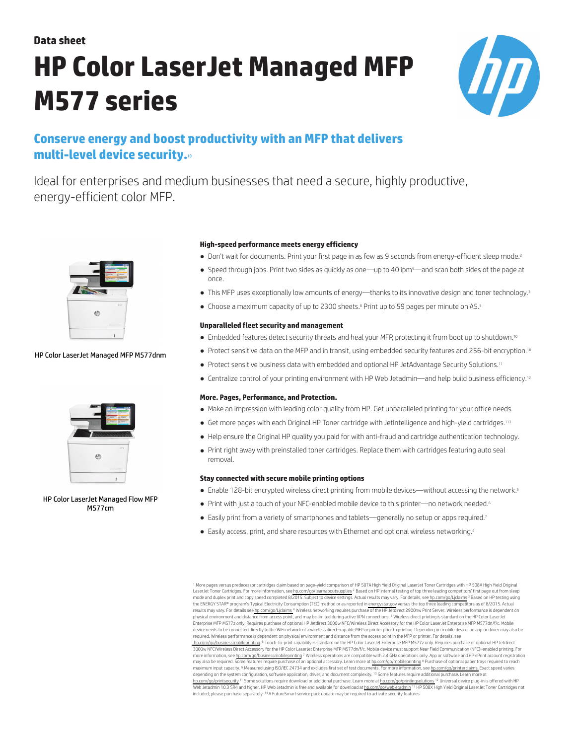Data sheet

# HP Color LaserJet Managed MFP M577 series

## Conserve energy and boost productivity with an MFP that delivers multi-level device security.[10]

Ideal for enterprises and medium businesses that need a secure, highly productive, energy-efficient color MFP.

HP Color LaserJet Managed MFP M577dnm

HP Color LaserJet Managed Flow MFP M577cm

### High-speed performance meets energy efficiency

- Don't wait for documents. Print your first page in as few as 9 seconds from energy-efficient sleep mode.[2]
- Speed through jobs. Print two sides as quickly as one—up to 40 ipm[9]—and scan both sides of the page at once.
- This MFP uses exceptionally low amounts of energy—thanks to its innovative design and toner technology.[3]
- Choose a maximum capacity of up to 2300 sheets.[8] Print up to 59 pages per minute on A5.[9]

### Unparalleled fleet security and management

- Embedded features detect security threats and heal your MFP, protecting it from boot up to shutdown.[10]
- Protect sensitive data on the MFP and in transit, using embedded security features and 256-bit encryption.[10]
- Protect sensitive business data with embedded and optional HP JetAdvantage Security Solutions.[11]
- Centralize control of your printing environment with HP Web Jetadmin—and help build business efficiency.[12]

### More. Pages, Performance, and Protection.

- Make an impression with leading color quality from HP. Get unparalleled printing for your office needs.
- Get more pages with each Original HP Toner cartridge with JetIntelligence and high-yield cartridges.[1,13]
- Help ensure the Original HP quality you paid for with anti-fraud and cartridge authentication technology.
- Print right away with preinstalled toner cartridges. Replace them with cartridges featuring auto seal removal.

### Stay connected with secure mobile printing options

- Enable 128-bit encrypted wireless direct printing from mobile devices—without accessing the network.[5]
- Print with just a touch of your NFC-enabled mobile device to this printer—no network needed.[6]
- Easily print from a variety of smartphones and tablets—generally no setup or apps required.[7]
- Easily access, print, and share resources with Ethernet and optional wireless networking.[4]

[1] More pages versus predecessor cartridges claim based on page-yield comparison of HP 507A High Yield Original LaserJet Toner Cartridges with HP 508X High Yield Original LaserJet Toner Cartridges. For more information, see hp.com/go/learnaboutsupplies [2] Based on HP internal testing of top three leading competitors' first page out from sleep mode and duplex print and copy speed completed 8/2015. Subject to device settings. Actual results may vary. For details, see hp.com/go/Ljclaims [3] Based on HP testing using the ENERGY STAR® program's Typical Electricity Consumption (TEC) method or as reported in energystar.gov versus the top three leading competitors as of 8/2015. Actual results may vary. For details see hp.com/go/Ljclaims [4] Wireless networking requires purchase of the HP Jetdirect 2900nw Print Server. Wireless performance is dependent on physical environment and distance from access point, and may be limited during active VPN connections. [5] Wireless direct printing is standard on the HP Color LaserJet Enterprise MFP M577z only. Requires purchase of optional HP Jetdirect 3000w NFC/Wireless Direct Accessory for the HP Color LaserJet Enterprise MFP M577dn/f/c. Mobile device needs to be connected directly to the WiFi network of a wireless direct–capable MFP or printer prior to printing. Depending on mobile device, an app or driver may also be required. Wireless performance is dependent on physical environment and distance from the access point in the MFP or printer. For details, see hp.com/go/businessmobileprinting. [6] Touch-to-print capability is standard on the HP Color LaserJet Enterprise MFP M577z only. Requires purchase of optional HP Jetdirect 3000w NFC/Wireless Direct Accessory for the HP Color LaserJet Enterprise MFP M577dn/f/c. Mobile device must support Near Field Communication (NFC)–enabled printing. For more information, see hp.com/go/businessmobileprinting [7] Wireless operations are compatible with 2.4 GHz operations only. App or software and HP ePrint account registration may also be required. Some features require purchase of an optional accessory. Learn more at hp.com/go/mobileprinting [8] Purchase of optional paper trays required to reach maximum input capacity. [9] Measured using ISO/IEC 24734 and excludes first set of test documents. For more information, see hp.com/go/printerclaims. Exact speed varies depending on the system configuration, software application, driver, and document complexity. [10] Some features require additional purchase. Learn more at hp.com/go/printsecurity [11] Some solutions require download or additional purchase. Learn more at hp.com/go/printingsolutions [12] Universal device plug-in is offered with HP Web Jetadmin 10.3 SR4 and higher. HP Web Jetadmin is free and available for download at hp.com/go/webjetadmin [13] HP 508X High Yield Original LaserJet Toner Cartridges not included; please purchase separately. [14] A FutureSmart service pack update may be required to activate security features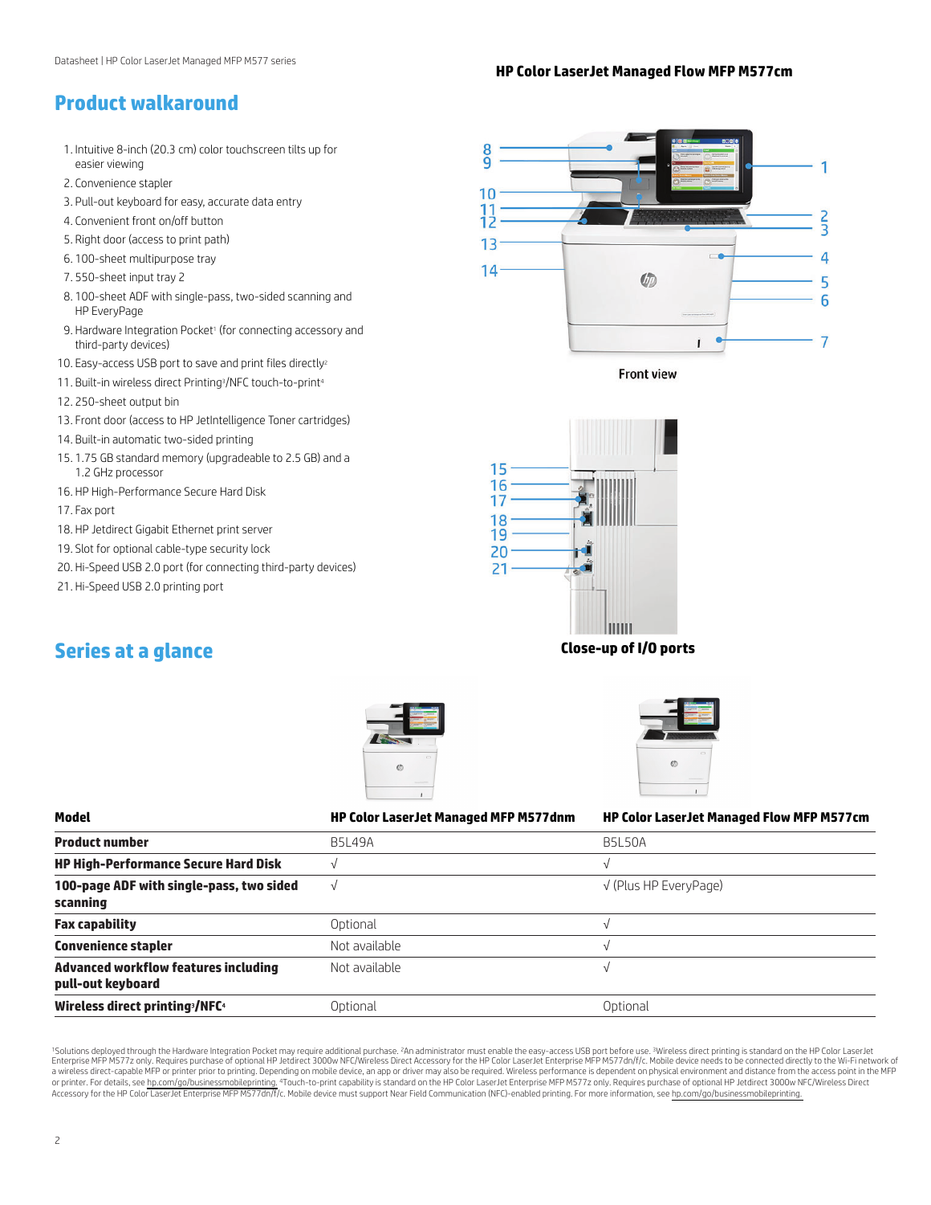## Product walkaround

HP Color LaserJet Managed Flow MFP M577cm

1. Intuitive 8-inch (20.3 cm) color touchscreen tilts up for easier viewing
2. Convenience stapler
3. Pull-out keyboard for easy, accurate data entry
4. Convenient front on/off button
5. Right door (access to print path)
6. 100-sheet multipurpose tray
7. 550-sheet input tray 2
8. 100-sheet ADF with single-pass, two-sided scanning and HP EveryPage
9. Hardware Integration Pocket[1] (for connecting accessory and third-party devices)
10. Easy-access USB port to save and print files directly[2]
11. Built-in wireless direct Printing[3]/NFC touch-to-print[4]
12. 250-sheet output bin
13. Front door (access to HP JetIntelligence Toner cartridges)
14. Built-in automatic two-sided printing
15. 1.75 GB standard memory (upgradeable to 2.5 GB) and a 1.2 GHz processor
16. HP High-Performance Secure Hard Disk
17. Fax port
18. HP Jetdirect Gigabit Ethernet print server
19. Slot for optional cable-type security lock
20. Hi-Speed USB 2.0 port (for connecting third-party devices)
21. Hi-Speed USB 2.0 printing port

Front view

Close-up of I/O ports

## Series at a glance

| Model | HP Color LaserJet Managed MFP M577dnm | HP Color LaserJet Managed Flow MFP M577cm |
|---|---|---|
| Product number | B5L49A | B5L50A |
| HP High-Performance Secure Hard Disk | √ | √ |
| 100-page ADF with single-pass, two sided scanning | √ | √ (Plus HP EveryPage) |
| Fax capability | Optional | √ |
| Convenience stapler | Not available | √ |
| Advanced workflow features including pull-out keyboard | Not available | √ |
| Wireless direct printing[3]/NFC[4] | Optional | Optional |

[1]Solutions deployed through the Hardware Integration Pocket may require additional purchase. [2]An administrator must enable the easy-access USB port before use. [3]Wireless direct printing is standard on the HP Color LaserJet Enterprise MFP M577z only. Requires purchase of optional HP Jetdirect 3000w NFC/Wireless Direct Accessory for the HP Color LaserJet Enterprise MFP M577dn/f/c. Mobile device needs to be connected directly to the Wi-Fi network of a wireless direct-capable MFP or printer prior to printing. Depending on mobile device, an app or driver may also be required. Wireless performance is dependent on physical environment and distance from the access point in the MFP or printer. For details, see hp.com/go/businessmobileprinting. [4]Touch-to-print capability is standard on the HP Color LaserJet Enterprise MFP M577z only. Requires purchase of optional HP Jetdirect 3000w NFC/Wireless Direct Accessory for the HP Color LaserJet Enterprise MFP M577dn/f/c. Mobile device must support Near Field Communication (NFC)-enabled printing. For more information, see hp.com/go/businessmobileprinting.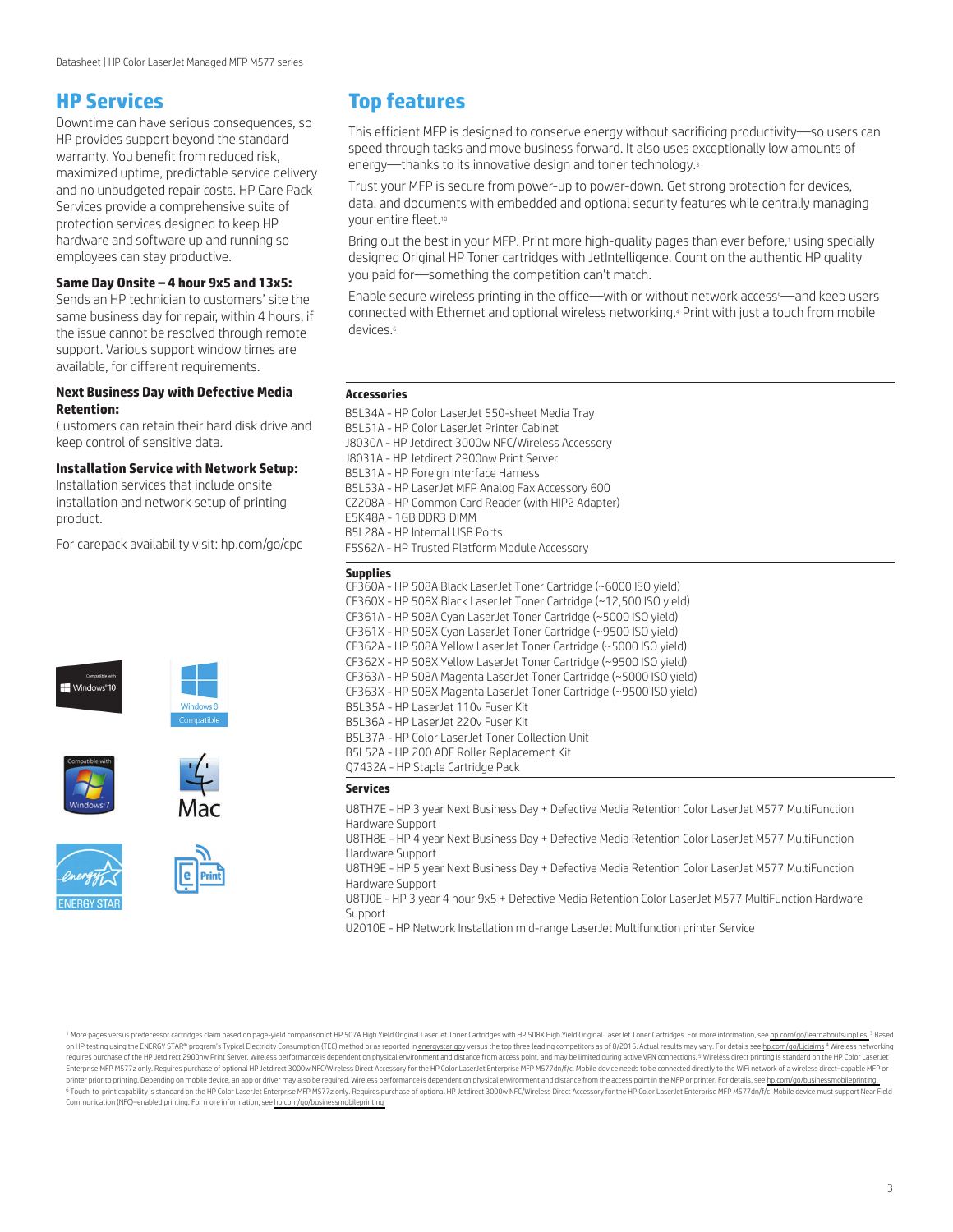## HP Services

Downtime can have serious consequences, so HP provides support beyond the standard warranty. You benefit from reduced risk, maximized uptime, predictable service delivery and no unbudgeted repair costs. HP Care Pack Services provide a comprehensive suite of protection services designed to keep HP hardware and software up and running so employees can stay productive.

**Same Day Onsite – 4 hour 9x5 and 13x5:**
Sends an HP technician to customers' site the same business day for repair, within 4 hours, if the issue cannot be resolved through remote support. Various support window times are available, for different requirements.

**Next Business Day with Defective Media Retention:**
Customers can retain their hard disk drive and keep control of sensitive data.

**Installation Service with Network Setup:**
Installation services that include onsite installation and network setup of printing product.

For carepack availability visit: hp.com/go/cpc

## Top features

This efficient MFP is designed to conserve energy without sacrificing productivity—so users can speed through tasks and move business forward. It also uses exceptionally low amounts of energy—thanks to its innovative design and toner technology.[3]

Trust your MFP is secure from power-up to power-down. Get strong protection for devices, data, and documents with embedded and optional security features while centrally managing your entire fleet.[10]

Bring out the best in your MFP. Print more high-quality pages than ever before,[1] using specially designed Original HP Toner cartridges with JetIntelligence. Count on the authentic HP quality you paid for—something the competition can't match.

Enable secure wireless printing in the office—with or without network access[5]—and keep users connected with Ethernet and optional wireless networking.[4] Print with just a touch from mobile devices.[6]

### Accessories

B5L34A - HP Color LaserJet 550-sheet Media Tray
B5L51A - HP Color LaserJet Printer Cabinet
J8030A - HP Jetdirect 3000w NFC/Wireless Accessory
J8031A - HP Jetdirect 2900nw Print Server
B5L31A - HP Foreign Interface Harness
B5L53A - HP LaserJet MFP Analog Fax Accessory 600
CZ208A - HP Common Card Reader (with HIP2 Adapter)
E5K48A - 1GB DDR3 DIMM
B5L28A - HP Internal USB Ports
F5S62A - HP Trusted Platform Module Accessory

### Supplies

CF360A - HP 508A Black LaserJet Toner Cartridge (~6000 ISO yield)
CF360X - HP 508X Black LaserJet Toner Cartridge (~12,500 ISO yield)
CF361A - HP 508A Cyan LaserJet Toner Cartridge (~5000 ISO yield)
CF361X - HP 508X Cyan LaserJet Toner Cartridge (~9500 ISO yield)
CF362A - HP 508A Yellow LaserJet Toner Cartridge (~5000 ISO yield)
CF362X - HP 508X Yellow LaserJet Toner Cartridge (~9500 ISO yield)
CF363A - HP 508A Magenta LaserJet Toner Cartridge (~5000 ISO yield)
CF363X - HP 508X Magenta LaserJet Toner Cartridge (~9500 ISO yield)
B5L35A - HP LaserJet 110v Fuser Kit
B5L36A - HP LaserJet 220v Fuser Kit
B5L37A - HP Color LaserJet Toner Collection Unit
B5L52A - HP 200 ADF Roller Replacement Kit
Q7432A - HP Staple Cartridge Pack

### Services

U8TH7E - HP 3 year Next Business Day + Defective Media Retention Color LaserJet M577 MultiFunction Hardware Support
U8TH8E - HP 4 year Next Business Day + Defective Media Retention Color LaserJet M577 MultiFunction Hardware Support
U8TH9E - HP 5 year Next Business Day + Defective Media Retention Color LaserJet M577 MultiFunction Hardware Support
U8TJ0E - HP 3 year 4 hour 9x5 + Defective Media Retention Color LaserJet M577 MultiFunction Hardware Support
U2010E - HP Network Installation mid-range LaserJet Multifunction printer Service

[1] More pages versus predecessor cartridges claim based on page-yield comparison of HP 507A High Yield Original LaserJet Toner Cartridges with HP 508X High Yield Original LaserJet Toner Cartridges. For more information, see hp.com/go/learnaboutsupplies [3] Based on HP testing using the ENERGY STAR® program's Typical Electricity Consumption (TEC) method or as reported in energystar.gov versus the top three leading competitors as of 8/2015. Actual results may vary. For details see hp.com/go/Ljclaims [4] Wireless networking requires purchase of the HP Jetdirect 2900nw Print Server. Wireless performance is dependent on physical environment and distance from access point, and may be limited during active VPN connections. [5] Wireless direct printing is standard on the HP Color LaserJet Enterprise MFP M577z only. Requires purchase of optional HP Jetdirect 3000w NFC/Wireless Direct Accessory for the HP Color LaserJet Enterprise MFP M577dn/f/c. Mobile device needs to be connected directly to the WiFi network of a wireless direct–capable MFP or printer prior to printing. Depending on mobile device, an app or driver may also be required. Wireless performance is dependent on physical environment and distance from the access point in the MFP or printer. For details, see hp.com/go/businessmobileprinting. [6] Touch-to-print capability is standard on the HP Color LaserJet Enterprise MFP M577z only. Requires purchase of optional HP Jetdirect 3000w NFC/Wireless Direct Accessory for the HP Color LaserJet Enterprise MFP M577dn/f/c. Mobile device must support Near Field Communication (NFC)–enabled printing. For more information, see hp.com/go/businessmobileprinting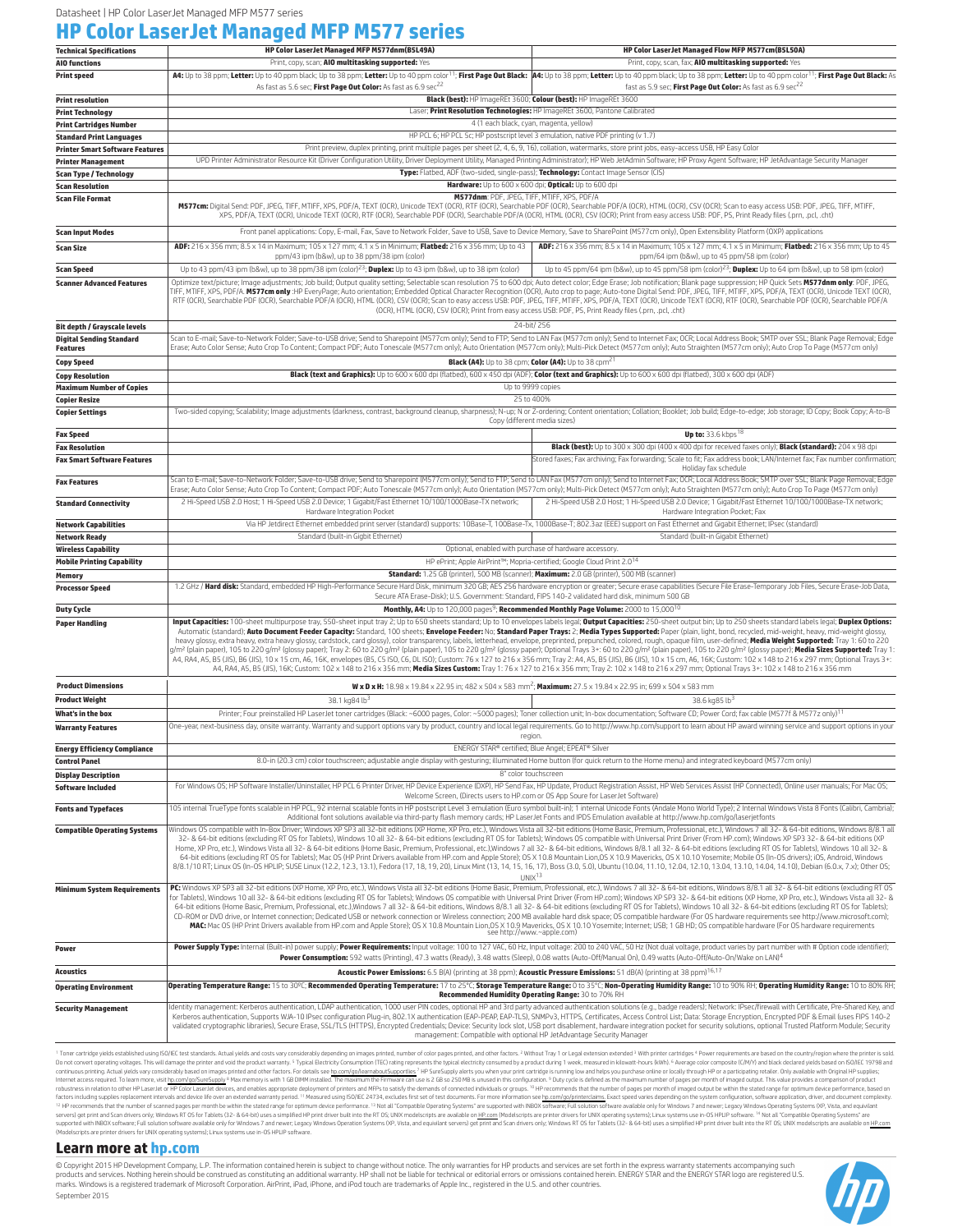# HP Color LaserJet Managed MFP M577 series

| Technical Specifications | HP Color LaserJet Managed MFP M577dnm(B5L49A) | HP Color LaserJet Managed Flow MFP M577cm(B5L50A) |
|---|---|---|
| AIO functions | Print, copy, scan; **AIO multitasking supported:** Yes | Print, copy, scan, fax; **AIO multitasking supported:** Yes |
| Print speed | **A4:** Up to 38 ppm; **Letter:** Up to 40 ppm black; Up to 38 ppm; **Letter:** Up to 40 ppm color[11]; **First Page Out Black:** As fast as 5.6 sec; **First Page Out Color:** As fast as 6.9 sec[22] | **A4:** Up to 38 ppm; **Letter:** Up to 40 ppm black; Up to 38 ppm; **Letter:** Up to 40 ppm color[11]; **First Page Out Black:** As fast as 5.9 sec; **First Page Out Color:** As fast as 6.9 sec[22] |
| Print resolution | **Black (best):** HP ImageREt 3600; **Colour (best):** HP ImageREt 3600 | |
| Print Technology | Laser; **Print Resolution Technologies:** HP ImageREt 3600, Pantone Calibrated | |
| Print Cartridges Number | 4 (1 each black, cyan, magenta, yellow) | |
| Standard Print Languages | HP PCL 6; HP PCL 5c; HP postscript level 3 emulation, native PDF printing (v 1.7) | |
| Printer Smart Software Features | Print preview, duplex printing, print multiple pages per sheet (2, 4, 6, 9, 16), collation, watermarks, store print jobs, easy-access USB, HP Easy Color | |
| Printer Management | UPD Printer Administrator Resource Kit (Driver Configuration Utility, Driver Deployment Utility, Managed Printing Administrator); HP Web JetAdmin Software; HP Proxy Agent Software; HP JetAdvantage Security Manager | |
| Scan Type / Technology | **Type:** Flatbed, ADF (two-sided, single-pass); **Technology:** Contact Image Sensor (CIS) | |
| Scan Resolution | **Hardware:** Up to 600 x 600 dpi; **Optical:** Up to 600 dpi | |
| Scan File Format | **M577dnm**: PDF, JPEG, TIFF, MTIFF, XPS, PDF/A<br>**M577cm:** Digital Send: PDF, JPEG, TIFF, MTIFF, XPS, PDF/A, TEXT (OCR), Unicode TEXT (OCR), RTF (OCR), Searchable PDF (OCR), Searchable PDF/A (OCR), HTML (OCR), CSV (OCR); Scan to easy access USB: PDF, JPEG, TIFF, MTIFF, XPS, PDF/A, TEXT (OCR), Unicode TEXT (OCR), RTF (OCR), Searchable PDF (OCR), Searchable PDF/A (OCR), HTML (OCR), CSV (OCR); Print from easy access USB: PDF, PS, Print Ready files (.prn, .pcl, .cht) | |
| Scan Input Modes | Front panel applications: Copy, E-mail, Fax, Save to Network Folder, Save to USB, Save to Device Memory, Save to SharePoint (M577cm only), Open Extensibility Platform (OXP) applications | |
| Scan Size | **ADF:** 216 x 356 mm; 8.5 x 14 in Maximum; 105 x 127 mm; 4.1 x 5 in Minimum; **Flatbed:** 216 x 356 mm; Up to 43 ppm/43 ipm (b&w), up to 38 ppm/38 ipm (color) | **ADF:** 216 x 356 mm; 8.5 x 14 in Maximum; 105 x 127 mm; 4.1 x 5 in Minimum; **Flatbed:** 216 x 356 mm; Up to 45 ppm/64 ipm (b&w), up to 45 ppm/58 ipm (color) |
| Scan Speed | Up to 43 ppm/43 ipm (b&w), up to 38 ppm/38 ipm (color)[23]; **Duplex:** Up to 43 ipm (b&w), up to 38 ipm (color) | Up to 45 ppm/64 ipm (b&w), up to 45 ppm/58 ipm (color)[23]; **Duplex:** Up to 64 ipm (b&w), up to 58 ipm (color) |
| Scanner Advanced Features | Optimize text/picture; Image adjustments; Job build; Output quality setting; Selectable scan resolution 75 to 600 dpi; Auto detect color; Edge Erase; Job notification; Blank page suppression; HP Quick Sets **M577dnm only**: PDF, JPEG, TIFF, MTIFF, XPS, PDF/A. **M577cm only** :HP EveryPage; Auto orientation; Embedded Optical Character Recognition (OCR), Auto crop to page; Auto-tone Digital Send: PDF, JPEG, TIFF, MTIFF, XPS, PDF/A, TEXT (OCR), Unicode TEXT (OCR), RTF (OCR), Searchable PDF (OCR), Searchable PDF/A (OCR), HTML (OCR), CSV (OCR); Scan to easy access USB: PDF, JPEG, TIFF, MTIFF, XPS, PDF/A, TEXT (OCR), Unicode TEXT (OCR), RTF (OCR), Searchable PDF (OCR), Searchable PDF/A (OCR), HTML (OCR), CSV (OCR); Print from easy access USB: PDF, PS, Print Ready files (.prn, .pcl, .cht) | |
| Bit depth / Grayscale levels | 24-bit/ 256 | |
| Digital Sending Standard Features | Scan to E-mail; Save-to-Network Folder; Save-to-USB drive; Send to Sharepoint (M577cm only); Send to FTP; Send to LAN Fax (M577cm only); Send to Internet Fax; OCR; Local Address Book; SMTP over SSL; Blank Page Removal; Edge Erase; Auto Color Sense; Auto Crop To Content; Compact PDF; Auto Tonescale (M577cm only); Auto Orientation (M577cm only); Multi-Pick Detect (M577cm only); Auto Straighten (M577cm only); Auto Crop To Page (M577cm only) | |
| Copy Speed | **Black (A4):** Up to 38 cpm; **Color (A4):** Up to 38 cpm[21] | |
| Copy Resolution | **Black (text and Graphics):** Up to 600 x 600 dpi (flatbed), 600 x 450 dpi (ADF); **Color (text and Graphics):** Up to 600 x 600 dpi (flatbed), 300 x 600 dpi (ADF) | |
| Maximum Number of Copies | Up to 9999 copies | |
| Copier Resize | 25 to 400% | |
| Copier Settings | Two-sided copying; Scalability; Image adjustments (darkness, contrast, background cleanup, sharpness); N-up; N or Z-ordering; Content orientation; Collation; Booklet; Job build; Edge-to-edge; Job storage; ID Copy; Book Copy; A-to-B Copy (different media sizes) | |
| Fax Speed | | **Up to:** 33.6 kbps[18] |
| Fax Resolution | | **Black (best):** Up to 300 x 300 dpi (400 x 400 dpi for received faxes only); **Black (standard):** 204 x 98 dpi |
| Fax Smart Software Features | | Stored faxes; Fax archiving; Fax forwarding; Scale to fit; Fax address book; LAN/Internet fax; Fax number confirmation; Holiday fax schedule |
| Fax Features | Scan to E-mail; Save-to-Network Folder; Save-to-USB drive; Send to Sharepoint (M577cm only); Send to FTP; Send to LAN Fax (M577cm only); Send to Internet Fax; OCR; Local Address Book; SMTP over SSL; Blank Page Removal; Edge Erase; Auto Color Sense; Auto Crop To Content; Compact PDF; Auto Tonescale (M577cm only); Auto Orientation (M577cm only); Multi-Pick Detect (M577cm only); Auto Straighten (M577cm only); Auto Crop To Page (M577cm only) | |
| Standard Connectivity | 2 Hi-Speed USB 2.0 Host; 1 Hi-Speed USB 2.0 Device; 1 Gigabit/Fast Ethernet 10/100/1000Base-TX network; Hardware Integration Pocket | 2 Hi-Speed USB 2.0 Host; 1 Hi-Speed USB 2.0 Device; 1 Gigabit/Fast Ethernet 10/100/1000Base-TX network; Hardware Integration Pocket; Fax |
| Network Capabilities | Via HP Jetdirect Ethernet embedded print server (standard) supports: 10Base-T, 100Base-Tx, 1000Base-T; 802.3az (EEE) support on Fast Ethernet and Gigabit Ethernet; IPsec (standard) | |
| Network Ready | Standard (built-in Gigbit Ethernet) | Standard (built-in Gigbit Ethernet) |
| Wireless Capability | Optional, enabled with purchase of hardware accessory. | |
| Mobile Printing Capability | HP ePrint; Apple AirPrint™; Mopria-certified; Google Cloud Print 2.0[14] | |
| Memory | **Standard:** 1.25 GB (printer), 500 MB (scanner); **Maximum:** 2.0 GB (printer), 500 MB (scanner) | |
| Processor Speed | 1.2 GHz / **Hard disk:** Standard, embedded HP High-Performance Secure Hard Disk, minimum 320 GB; AES 256 hardware encryption or greater; Secure erase capabilities (Secure File Erase-Temporary Job Files, Secure Erase-Job Data, Secure ATA Erase-Disk); U.S. Government: Standard, FIPS 140-2 validated hard disk, minimum 500 GB | |
| Duty Cycle | **Monthly, A4:** Up to 120,000 pages[9]; **Recommended Monthly Page Volume:** 2000 to 15,000[10] | |
| Paper Handling | **Input Capacities:** 100-sheet multipurpose tray, 550-sheet input tray 2; Up to 650 sheets standard; Up to 10 envelopes legal; **Output Capacities:** 250-sheet output bin; Up to 250 sheets standard labels legal; **Duplex Options:** Automatic (standard); **Auto Document Feeder Capacity:** Standard, 100 sheets; **Envelope Feeder:** No; **Standard Paper Trays:** 2; **Media Types Supported:** Paper (plain, light, bond, recycled, mid-weight, heavy, mid-weight glossy, heavy glossy, extra heavy, extra heavy glossy, cardstock, card glossy), color transparency, labels, letterhead, envelope, preprinted, prepunched, colored, rough, opaque film, user-defined; **Media Weight Supported:** Tray 1: 60 to 220 g/m² (plain paper), 105 to 220 g/m² (glossy paper); Tray 2: 60 to 220 g/m² (plain paper), 105 to 220 g/m² (glossy paper); Optional Trays 3+: 60 to 220 g/m² (plain paper), 105 to 220 g/m² (glossy paper); **Media Sizes Supported:** Tray 1: A4, RA4, A5, B5 (JIS), B6 (JIS), 10 x 15 cm, A6, 16K, envelopes (B5, C5 ISO, C6, DL ISO); Custom: 76 x 127 to 216 x 356 mm; Tray 2: A4, A5, B5 (JIS), B6 (JIS), 10 x 15 cm, A6, 16K; Custom: 102 x 148 to 216 x 297 mm; Optional Trays 3+: A4, RA4, A5, B5 (JIS), 16K; Custom: 102 x 148 to 216 x 356 mm; **Media Sizes Custom:** Tray 1: 76 x 127 to 216 x 356 mm; Tray 2: 102 x 148 to 216 x 297 mm; Optional Trays 3+: 102 x 148 to 216 x 356 mm | |
| Product Dimensions | **W x D x H:** 18.98 x 19.84 x 22.95 in; 482 x 504 x 583 mm[2]; **Maximum:** 27.5 x 19.84 x 22.95 in; 699 x 504 x 583 mm | |
| Product Weight | 38.1 kg84 lb[3] | 38.6 kg85 lb[3] |
| What's in the box | Printer; Four preinstalled HP LaserJet toner cartridges (Black: ~6000 pages, Color: ~5000 pages); Toner collection unit; In-box documentation; Software CD; Power Cord; fax cable (M577f & M577z only)[11] | |
| Warranty Features | One-year, next-business day, onsite warranty. Warranty and support options vary by product, country and local legal requirements. Go to http://www.hp.com/support to learn about HP award winning service and support options in your region. | |
| Energy Efficiency Compliance | ENERGY STAR® certified; Blue Angel; EPEAT® Silver | |
| Control Panel | 8.0-in (20.3 cm) color touchscreen; adjustable angle display with gesturing; Illuminated Home button (for quick return to the Home menu) and integrated keyboard (M577cm only) | |
| Display Description | 8" color touchscreen | |
| Software Included | For Windows OS; HP Software Installer/Uninstaller, HP PCL 6 Printer Driver, HP Device Experience (DXP), HP Send Fax, HP Update, Product Registration Assist, HP Web Services Assist (HP Connected), Online user manuals; For Mac OS; Welcome Screen, (Directs users to HP.com or OS App Soure for LaserJet Software) | |
| Fonts and Typefaces | 105 internal TrueType fonts scalable in HP PCL, 92 internal scalable fonts in HP postscript Level 3 emulation (Euro symbol built-in); 1 internal Unicode Fonts (Andale Mono World Type); 2 Internal Windows Vista 8 Fonts (Calibri, Cambria); Additional font solutions available via third-party flash memory cards; HP LaserJet Fonts and IPDS Emulation available at http://www.hp.com/go/laserjetfonts | |
| Compatible Operating Systems | Windows OS compatible with In-Box Driver; Windows XP SP3 all 32-bit editions (XP Home, XP Pro, etc.), Windows Vista all 32-bit editions (Home Basic, Premium, Professional, etc.), Windows 7 all 32- & 64-bit editions, Windows 8/8.1 all 32- & 64-bit editions (excluding RT OS for Tablets), Windows 10 all 32- & 64-bit editions (excluding RT OS for Tablets); Windows OS compatible with Universal Print Driver (From HP.com); Windows XP SP3 32- & 64-bit editions (XP Home, XP Pro, etc.), Windows Vista all 32- & 64-bit editions (Home Basic, Premium, Professional, etc.),Windows 7 all 32- & 64-bit editions, Windows 8/8.1 all 32- & 64-bit editions (excluding RT OS for Tablets), Windows 10 all 32- & 64-bit editions (excluding RT OS for Tablets); Mac OS (HP Print Drivers available from HP.com and Apple Store); OS X 10.8 Mountain Lion,OS X 10.9 Mavericks, OS X 10.10 Yosemite; Mobile OS (In-OS drivers); iOS, Android, Windows 8/8.1/10 RT; Linux OS (In-OS HPLIP; SUSE Linux (12.2, 12.3, 13.1), Fedora (17, 18, 19, 20), Linux Mint (13, 14, 15, 16, 17), Boss (3.0, 5.0), Ubuntu (10.04, 11.10, 12.04, 12.10, 13.04, 13.10, 14.04, 14.10), Debian (6.0.x, 7.x); Other OS; UNIX[13] | |
| Minimum System Requirements | **PC:** Windows XP SP3 all 32-bit editions (XP Home, XP Pro, etc.), Windows Vista all 32-bit editions (Home Basic, Premium, Professional, etc.), Windows 7 all 32- & 64-bit editions, Windows 8/8.1 all 32- & 64-bit editions (excluding RT OS for Tablets), Windows 10 all 32- & 64-bit editions (excluding RT OS for Tablets); Windows OS compatible with Universal Print Driver (From HP.com); Windows XP SP3 32- & 64-bit editions (XP Home, XP Pro, etc.), Windows Vista all 32- & 64-bit editions (Home Basic, Premium, Professional, etc.),Windows 7 all 32- & 64-bit editions, Windows 8/8.1 all 32- & 64-bit editions (excluding RT OS for Tablets), Windows 10 all 32- & 64-bit editions (excluding RT OS for Tablets); CD-ROM or DVD drive, or Internet connection; Dedicated USB or network connection or Wireless connection; 200 MB available hard disk space; OS compatible hardware (For OS hardware requirements see http://www.microsoft.com); **MAC:** Mac OS (HP Print Drivers available from HP.com and Apple Store); OS X 10.8 Mountain Lion,OS X 10.9 Mavericks, OS X 10.10 Yosemite; Internet; USB; 1 GB HD; OS compatible hardware (For OS hardware requirements see http://www.~apple.com) | |
| Power | **Power Supply Type:** Internal (Built-in) power supply; **Power Requirements:** Input voltage: 100 to 127 VAC, 60 Hz, Input voltage: 200 to 240 VAC, 50 Hz (Not dual voltage, product varies by part number with # Option code identifier); **Power Consumption:** 592 watts (Printing), 47.3 watts (Ready), 3.48 watts (Sleep), 0.08 watts (Auto-Off/Manual On), 0.49 watts (Auto-Off/Auto-On/Wake on LAN)[4] | |
| Acoustics | **Acoustic Power Emissions:** 6.5 B(A) (printing at 38 ppm); **Acoustic Pressure Emissions:** 51 dB(A) (printing at 38 ppm)[16,17] | |
| Operating Environment | **Operating Temperature Range:** 15 to 30°C; **Recommended Operating Temperature:** 17 to 25°C; **Storage Temperature Range:** 0 to 35°C; **Non-Operating Humidity Range:** 10 to 90% RH; **Operating Humidity Range:** 10 to 80% RH; **Recommended Humidity Operating Range:** 30 to 70% RH | |
| Security Management | Identity management: Kerberos authentication, LDAP authentication, 1000 user PIN codes, optional HP and 3rd party advanced authentication solutions (e.g., badge readers); Network: IPsec/firewall with Certificate, Pre-Shared Key, and Kerberos authentication, Supports WJA-10 IPsec configuration Plug-in, 802.1X authentication (EAP-PEAP, EAP-TLS), SNMPv3, HTTPS, Certificates, Access Control List; Data: Storage Encryption, Encrypted PDF & Email (uses FIPS 140-2 validated cryptographic libraries), Secure Erase, SSL/TLS (HTTPS), Encrypted Credentials; Device: Security lock slot, USB port disablement, hardware integration pocket for security solutions, optional Trusted Platform Module; Security management: Compatible with optional HP JetAdvantage Security Manager | |

[1] Toner cartridge yields established using ISO/IEC test standards. Actual yields and costs vary considerably depending on images printed, number of color pages printed, and other factors. [2] Without Tray 1 or Legal extension extended [3] With printer cartridges [4] Power requirements are based on the country/region where the printer is sold. Do not convert operating voltages. This will damage the printer and void the product warranty. [5] Typical Electricity Consumption (TEC) rating represents the typical electricity consumed by a product during 1 week, measured in kilowatt-hours (kWh). [6] Average color composite (C/M/Y) and black declared yields based on ISO/IEC 19798 and continuous printing. Actual yields vary considerably based on images printed and other factors. For details see hp.com/go/learnaboutsupplies [7] HP SureSupply alerts you when your print cartridge is running low and helps you purchase online or locally through HP or a participating retailer. Only available with Original HP supplies; Internet access required. To learn more, visit hp.com/go/SureSupply [8] Max memory is with 1 GB DIMM installed. The maximum the Firmware can use is 2 GB so 250 MB is unused in this configuration. [9] Duty cycle is defined as the maximum number of pages per month of imaged output. This value provides a comparison of product robustness in relation to other HP LaserJet or HP Color LaserJet devices, and enables appropriate deployment of printers and MFPs to satisfy the demands of connected individuals or groups. [10] HP recommends that the number of pages per month of imaged output be within the stated range for optimum device performance, based on factors including supplies replacement intervals and device life over an extended warranty period. [11] Measured using ISO/IEC 24734, excludes first set of test documents. For more information see hp.com/go/printerclaims. Exact speed varies depending on the system configuration, software application, driver, and document complexity. [12] HP recommends that the number of scanned pages per month be within the stated range for optimum device performance. [13] Not all "Compatible Operating Systems" are supported with INBOX software; Full solution software available only for Windows 7 and newer; Legacy Windows Operating Systems (XP, Vista, and equivalent servers) get print and Scan drivers only; Windows RT OS for Tablets (32- & 64-bit) uses a simplified HP print driver built into the RT OS; UNIX modelscripts are available on HP.com (Modelscripts are printer drivers for UNIX operating systems); Linux systems use in-OS HPLIP software. [14] Not all "Compatible Operating Systems" are supported with INBOX software; Full solution software available only for Windows 7 and newer; Legacy Windows Operation Systems (XP, Vista, and equivalent servers) get print and Scan drivers only; Windows RT OS for Tablets (32- & 64-bit) uses a simplified HP print driver built into the RT OS; UNIX modelscripts are available on HP.com (Modelscripts are printer drivers for UNIX operating systems); Linux systems use in-OS HPLIP software.

## Learn more at hp.com

© Copyright 2015 HP Development Company, L.P. The information contained herein is subject to change without notice. The only warranties for HP products and services are set forth in the express warranty statements accompanying such products and services. Nothing herein should be construed as constituting an additional warranty. HP shall not be liable for technical or editorial errors or omissions contained herein. ENERGY STAR and the ENERGY STAR logo are registered U.S. marks. Windows is a registered trademark of Microsoft Corporation. AirPrint, iPad, iPhone, and iPod touch are trademarks of Apple Inc., registered in the U.S. and other countries.

September 2015